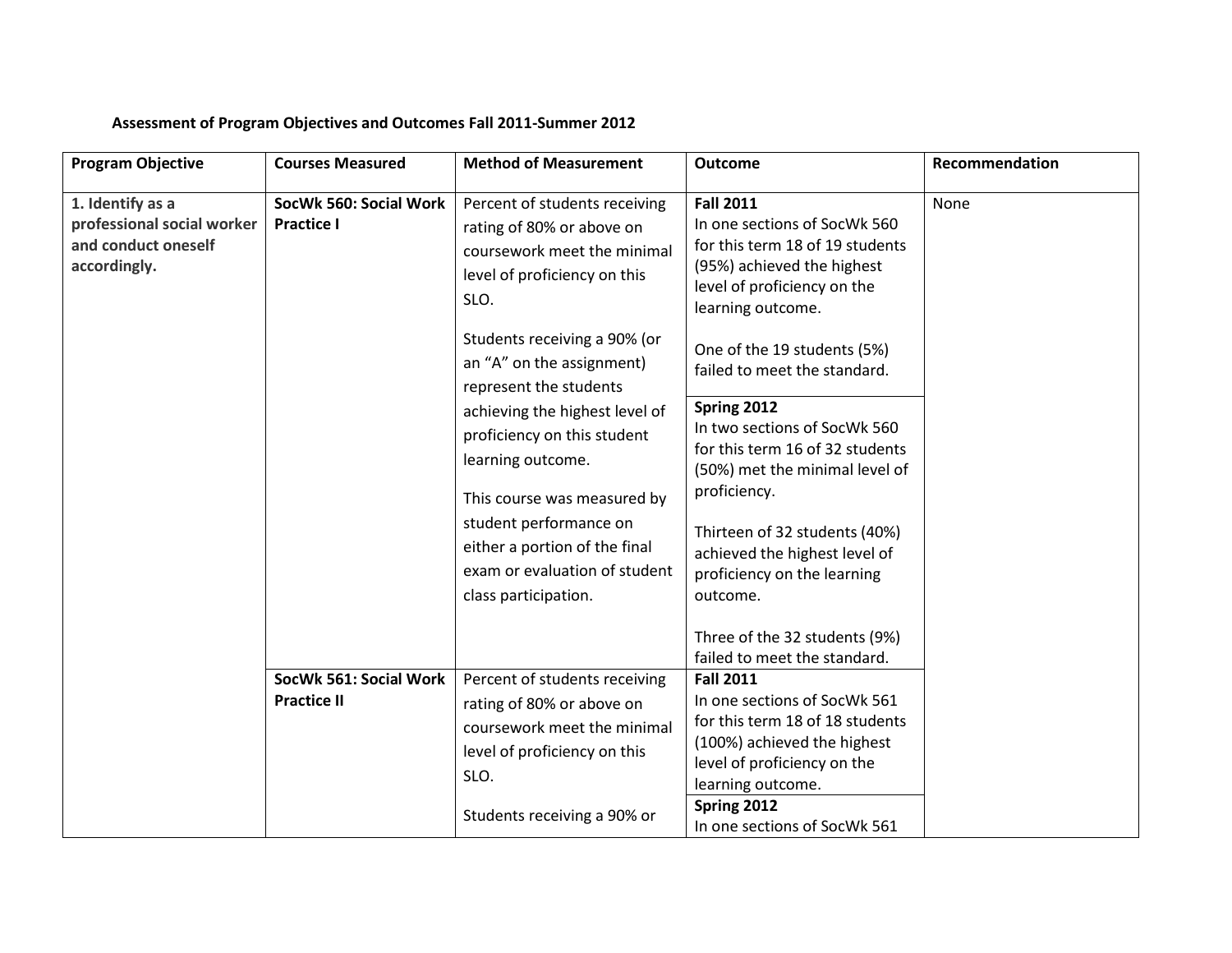**Assessment of Program Objectives and Outcomes Fall 2011-Summer 2012**

| Program Objective | Courses Measured | Method of Measurement | Outcome | Recommendation |
|---|---|---|---|---|
| **1. Identify as a professional social worker and conduct oneself accordingly.** | **SocWk 560: Social Work Practice I** | Percent of students receiving rating of 80% or above on coursework meet the minimal level of proficiency on this SLO.<br><br>Students receiving a 90% (or an "A" on the assignment) represent the students achieving the highest level of proficiency on this student learning outcome.<br><br>This course was measured by student performance on either a portion of the final exam or evaluation of student class participation. | **Fall 2011**<br>In one sections of SocWk 560 for this term 18 of 19 students (95%) achieved the highest level of proficiency on the learning outcome.<br><br>One of the 19 students (5%) failed to meet the standard. | None |
| | | | **Spring 2012**<br>In two sections of SocWk 560 for this term 16 of 32 students (50%) met the minimal level of proficiency.<br><br>Thirteen of 32 students (40%) achieved the highest level of proficiency on the learning outcome.<br><br>Three of the 32 students (9%) failed to meet the standard. | |
| | **SocWk 561: Social Work Practice II** | Percent of students receiving rating of 80% or above on coursework meet the minimal level of proficiency on this SLO.<br><br>Students receiving a 90% or | **Fall 2011**<br>In one sections of SocWk 561 for this term 18 of 18 students (100%) achieved the highest level of proficiency on the learning outcome. | |
| | | | **Spring 2012**<br>In one sections of SocWk 561 | |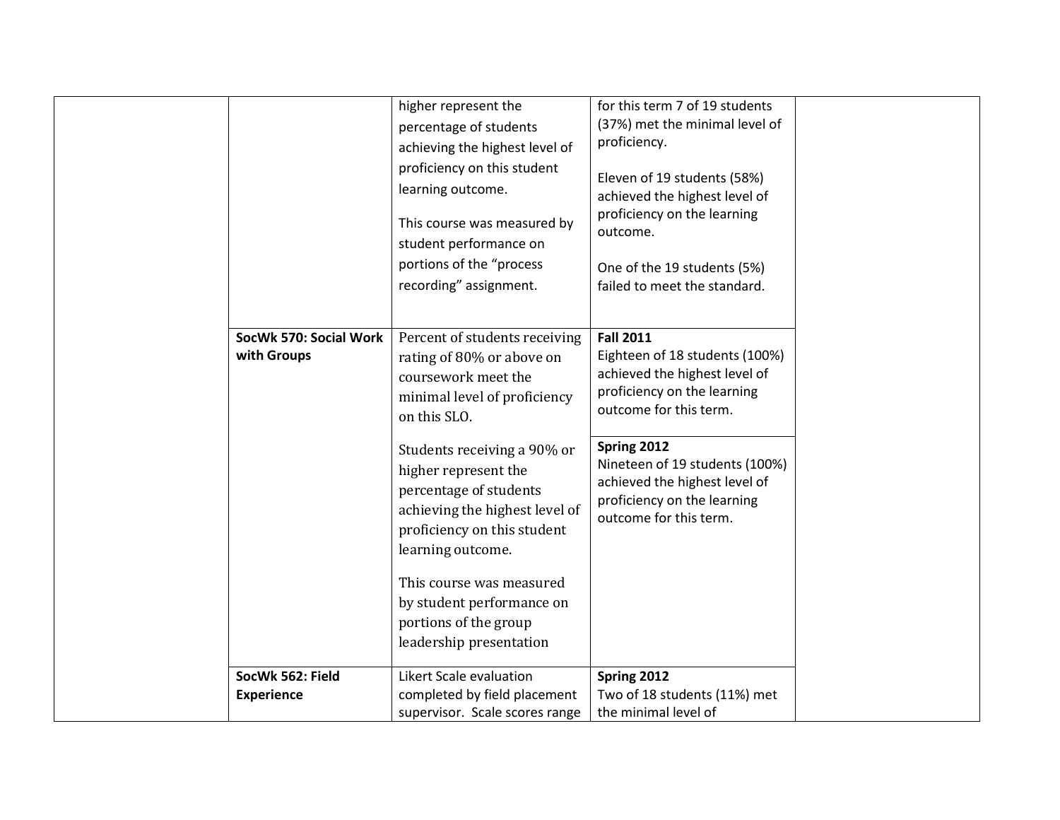| | | | | |
|---|---|---|---|---|
| | | higher represent the percentage of students achieving the highest level of proficiency on this student learning outcome.<br><br>This course was measured by student performance on portions of the “process recording” assignment. | for this term 7 of 19 students (37%) met the minimal level of proficiency.<br><br>Eleven of 19 students (58%) achieved the highest level of proficiency on the learning outcome.<br><br>One of the 19 students (5%) failed to meet the standard. | |
| | **SocWk 570: Social Work with Groups** | Percent of students receiving rating of 80% or above on coursework meet the minimal level of proficiency on this SLO.<br><br>Students receiving a 90% or higher represent the percentage of students achieving the highest level of proficiency on this student learning outcome.<br><br>This course was measured by student performance on portions of the group leadership presentation | **Fall 2011**<br>Eighteen of 18 students (100%) achieved the highest level of proficiency on the learning outcome for this term.<br><br>**Spring 2012**<br>Nineteen of 19 students (100%) achieved the highest level of proficiency on the learning outcome for this term. | |
| | **SocWk 562: Field Experience** | Likert Scale evaluation completed by field placement supervisor. Scale scores range | **Spring 2012**<br>Two of 18 students (11%) met the minimal level of | |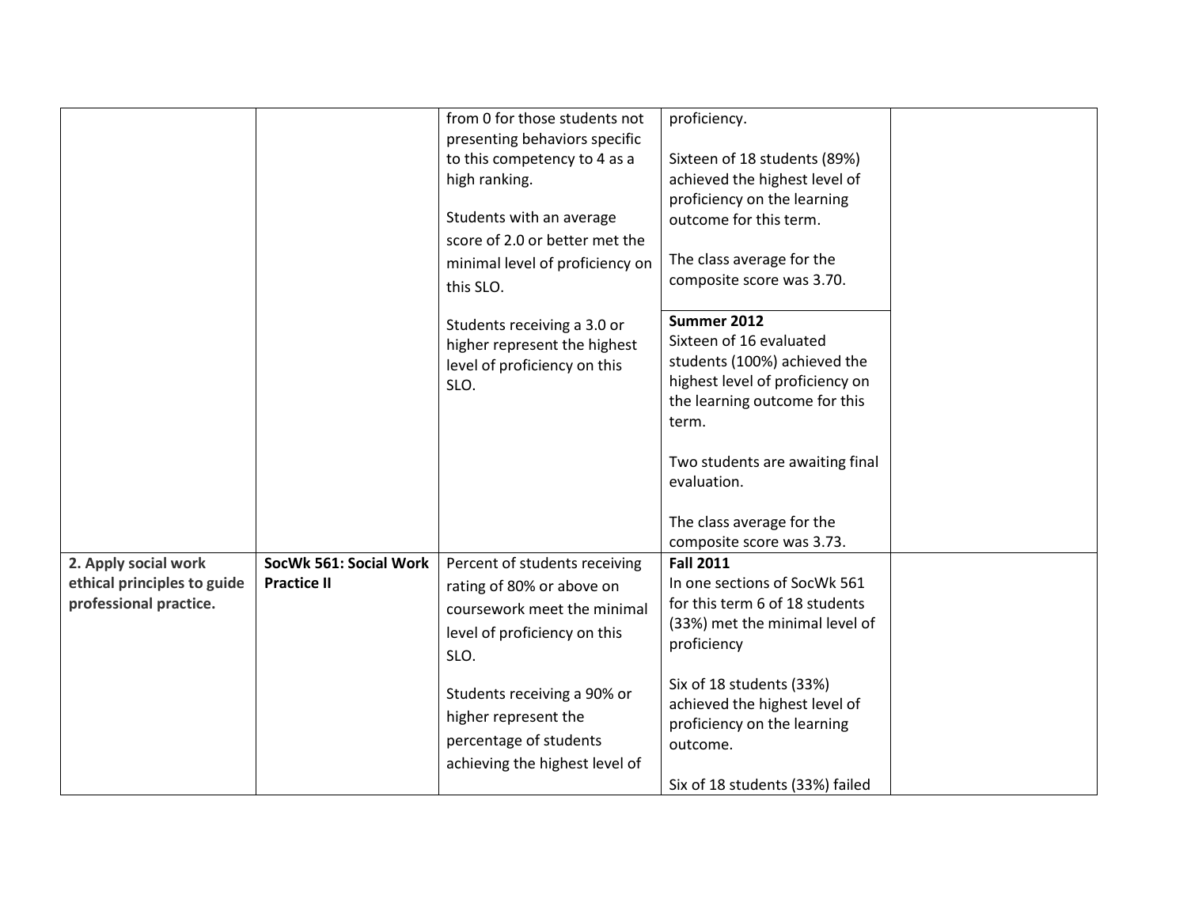| | | | | |
|---|---|---|---|---|
| | | from 0 for those students not presenting behaviors specific to this competency to 4 as a high ranking.<br><br>Students with an average score of 2.0 or better met the minimal level of proficiency on this SLO.<br><br>Students receiving a 3.0 or higher represent the highest level of proficiency on this SLO. | proficiency.<br><br>Sixteen of 18 students (89%) achieved the highest level of proficiency on the learning outcome for this term.<br><br>The class average for the composite score was 3.70.<br><br>**Summer 2012**<br>Sixteen of 16 evaluated students (100%) achieved the highest level of proficiency on the learning outcome for this term.<br><br>Two students are awaiting final evaluation.<br><br>The class average for the composite score was 3.73. | |
| **2. Apply social work ethical principles to guide professional practice.** | **SocWk 561: Social Work Practice II** | Percent of students receiving rating of 80% or above on coursework meet the minimal level of proficiency on this SLO.<br><br>Students receiving a 90% or higher represent the percentage of students achieving the highest level of | **Fall 2011**<br>In one sections of SocWk 561 for this term 6 of 18 students (33%) met the minimal level of proficiency<br><br>Six of 18 students (33%) achieved the highest level of proficiency on the learning outcome.<br><br>Six of 18 students (33%) failed | |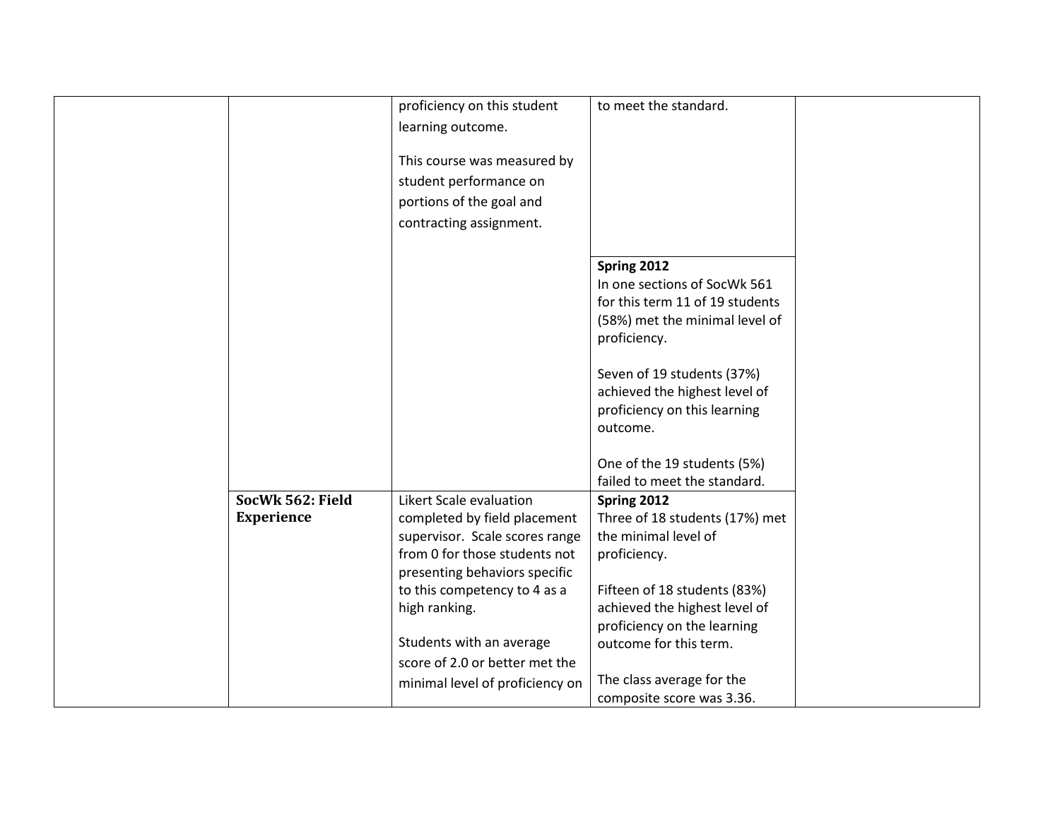| | | | | |
|---|---|---|---|---|
| | | proficiency on this student learning outcome.<br><br>This course was measured by student performance on portions of the goal and contracting assignment. | to meet the standard. | |
| | | | **Spring 2012**<br>In one sections of SocWk 561 for this term 11 of 19 students (58%) met the minimal level of proficiency.<br><br>Seven of 19 students (37%) achieved the highest level of proficiency on this learning outcome.<br><br>One of the 19 students (5%) failed to meet the standard. | |
| | **SocWk 562: Field Experience** | Likert Scale evaluation completed by field placement supervisor. Scale scores range from 0 for those students not presenting behaviors specific to this competency to 4 as a high ranking.<br><br>Students with an average score of 2.0 or better met the minimal level of proficiency on | **Spring 2012**<br>Three of 18 students (17%) met the minimal level of proficiency.<br><br>Fifteen of 18 students (83%) achieved the highest level of proficiency on the learning outcome for this term.<br><br>The class average for the composite score was 3.36. | |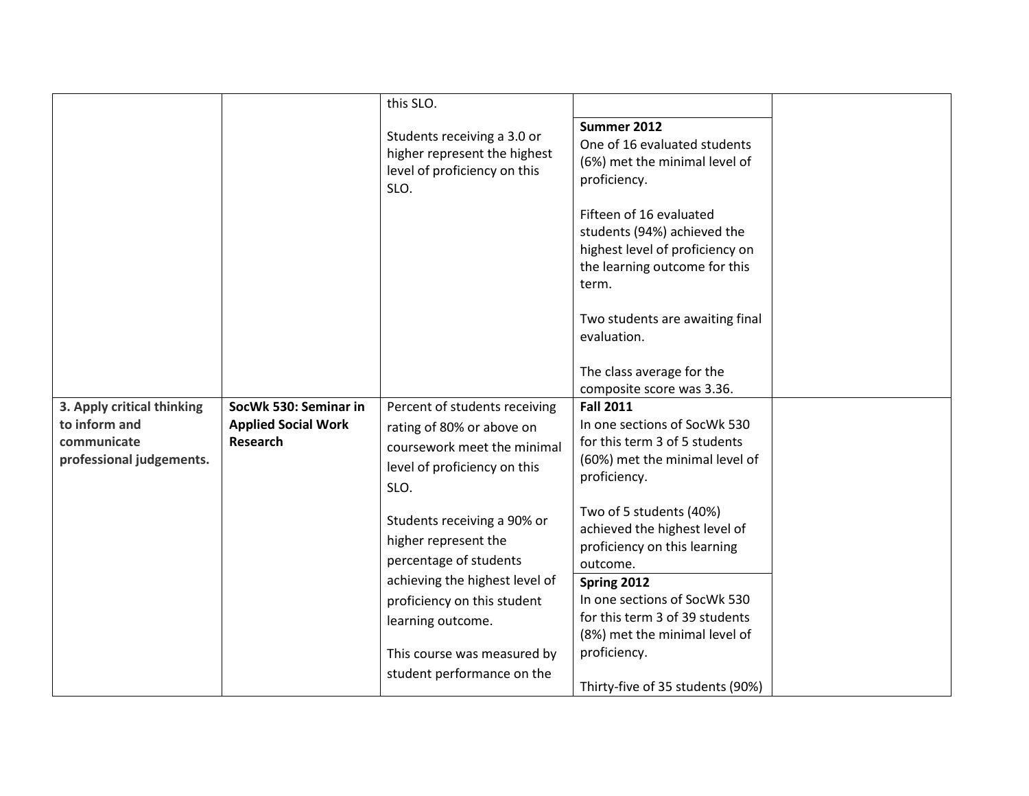| | | | | |
|---|---|---|---|---|
| | | this SLO.<br><br>Students receiving a 3.0 or higher represent the highest level of proficiency on this SLO. | **Summer 2012**<br>One of 16 evaluated students (6%) met the minimal level of proficiency.<br><br>Fifteen of 16 evaluated students (94%) achieved the highest level of proficiency on the learning outcome for this term.<br><br>Two students are awaiting final evaluation.<br><br>The class average for the composite score was 3.36. | |
| **3. Apply critical thinking to inform and communicate professional judgements.** | **SocWk 530: Seminar in Applied Social Work Research** | Percent of students receiving rating of 80% or above on coursework meet the minimal level of proficiency on this SLO.<br><br>Students receiving a 90% or higher represent the percentage of students achieving the highest level of proficiency on this student learning outcome.<br><br>This course was measured by student performance on the | **Fall 2011**<br>In one sections of SocWk 530 for this term 3 of 5 students (60%) met the minimal level of proficiency.<br><br>Two of 5 students (40%) achieved the highest level of proficiency on this learning outcome.<br><br>**Spring 2012**<br>In one sections of SocWk 530 for this term 3 of 39 students (8%) met the minimal level of proficiency.<br><br>Thirty-five of 35 students (90%) | |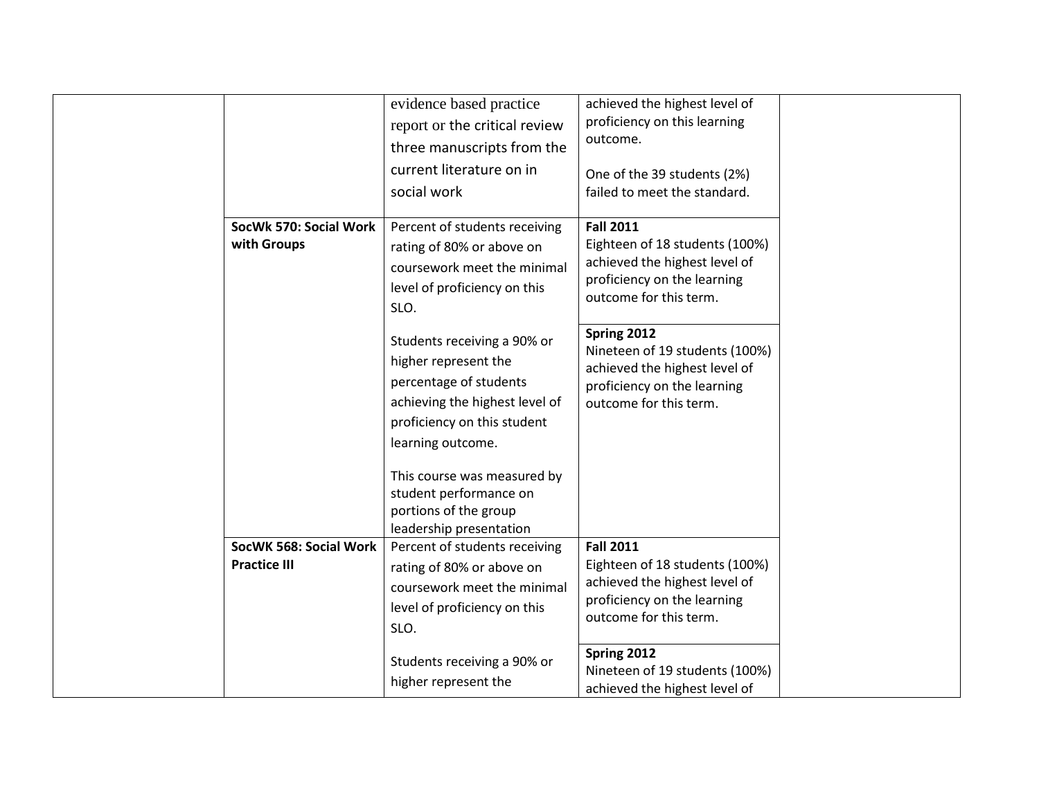| | | | | |
|---|---|---|---|---|
| | | evidence based practice report or the critical review three manuscripts from the current literature on in social work | achieved the highest level of proficiency on this learning outcome.<br><br>One of the 39 students (2%) failed to meet the standard. | |
| | **SocWk 570: Social Work with Groups** | Percent of students receiving rating of 80% or above on coursework meet the minimal level of proficiency on this SLO.<br><br>Students receiving a 90% or higher represent the percentage of students achieving the highest level of proficiency on this student learning outcome.<br><br>This course was measured by student performance on portions of the group leadership presentation | **Fall 2011**<br>Eighteen of 18 students (100%) achieved the highest level of proficiency on the learning outcome for this term.<br><br>**Spring 2012**<br>Nineteen of 19 students (100%) achieved the highest level of proficiency on the learning outcome for this term. | |
| | **SocWK 568: Social Work Practice III** | Percent of students receiving rating of 80% or above on coursework meet the minimal level of proficiency on this SLO.<br><br>Students receiving a 90% or higher represent the | **Fall 2011**<br>Eighteen of 18 students (100%) achieved the highest level of proficiency on the learning outcome for this term.<br><br>**Spring 2012**<br>Nineteen of 19 students (100%) achieved the highest level of | |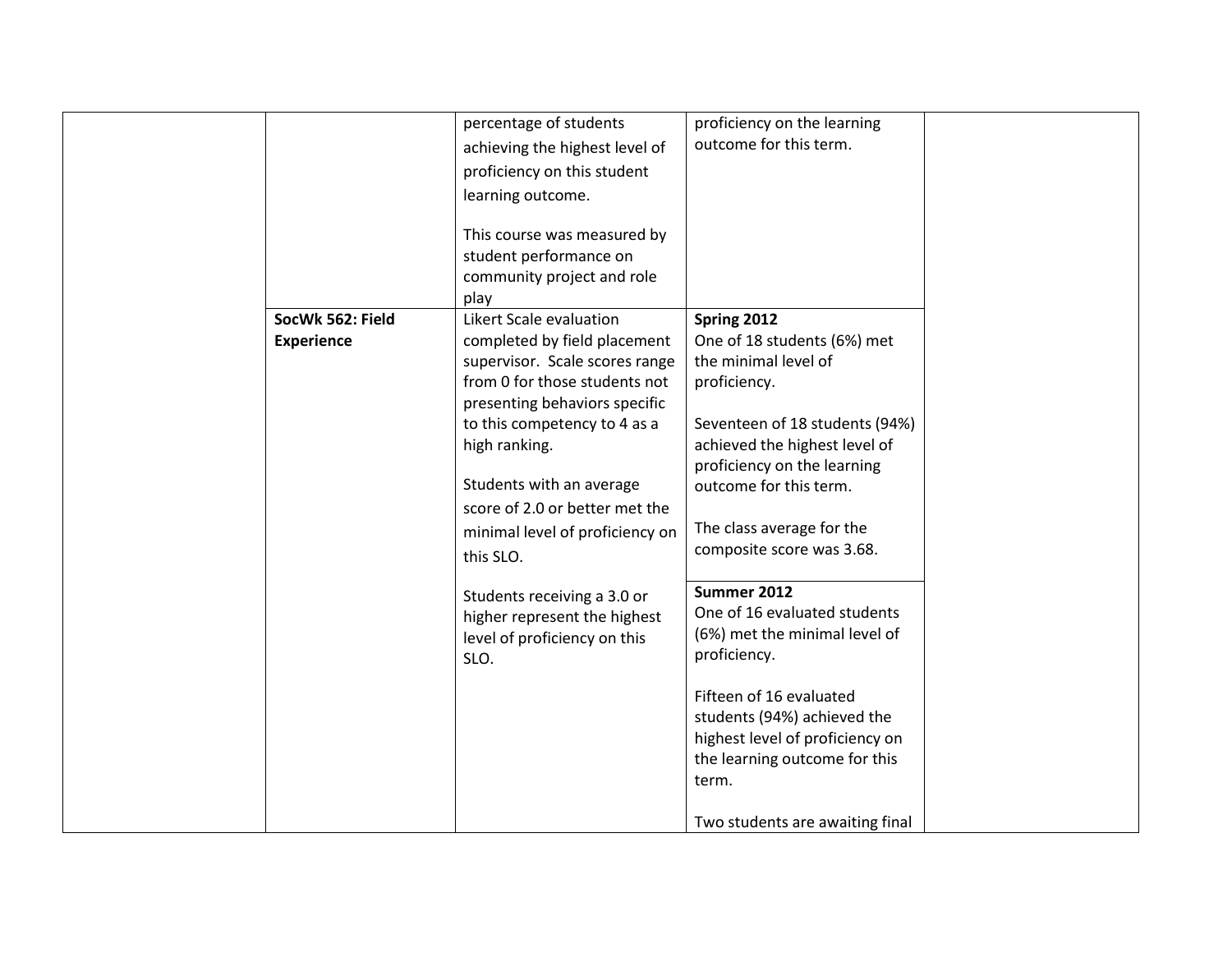| | | | | |
|---|---|---|---|---|
| | | percentage of students achieving the highest level of proficiency on this student learning outcome.<br><br>This course was measured by student performance on community project and role play | proficiency on the learning outcome for this term. | |
| | **SocWk 562: Field Experience** | Likert Scale evaluation completed by field placement supervisor. Scale scores range from 0 for those students not presenting behaviors specific to this competency to 4 as a high ranking.<br><br>Students with an average score of 2.0 or better met the minimal level of proficiency on this SLO.<br><br>Students receiving a 3.0 or higher represent the highest level of proficiency on this SLO. | **Spring 2012**<br>One of 18 students (6%) met the minimal level of proficiency.<br><br>Seventeen of 18 students (94%) achieved the highest level of proficiency on the learning outcome for this term.<br><br>The class average for the composite score was 3.68. | |
| | | | **Summer 2012**<br>One of 16 evaluated students (6%) met the minimal level of proficiency.<br><br>Fifteen of 16 evaluated students (94%) achieved the highest level of proficiency on the learning outcome for this term.<br><br>Two students are awaiting final | |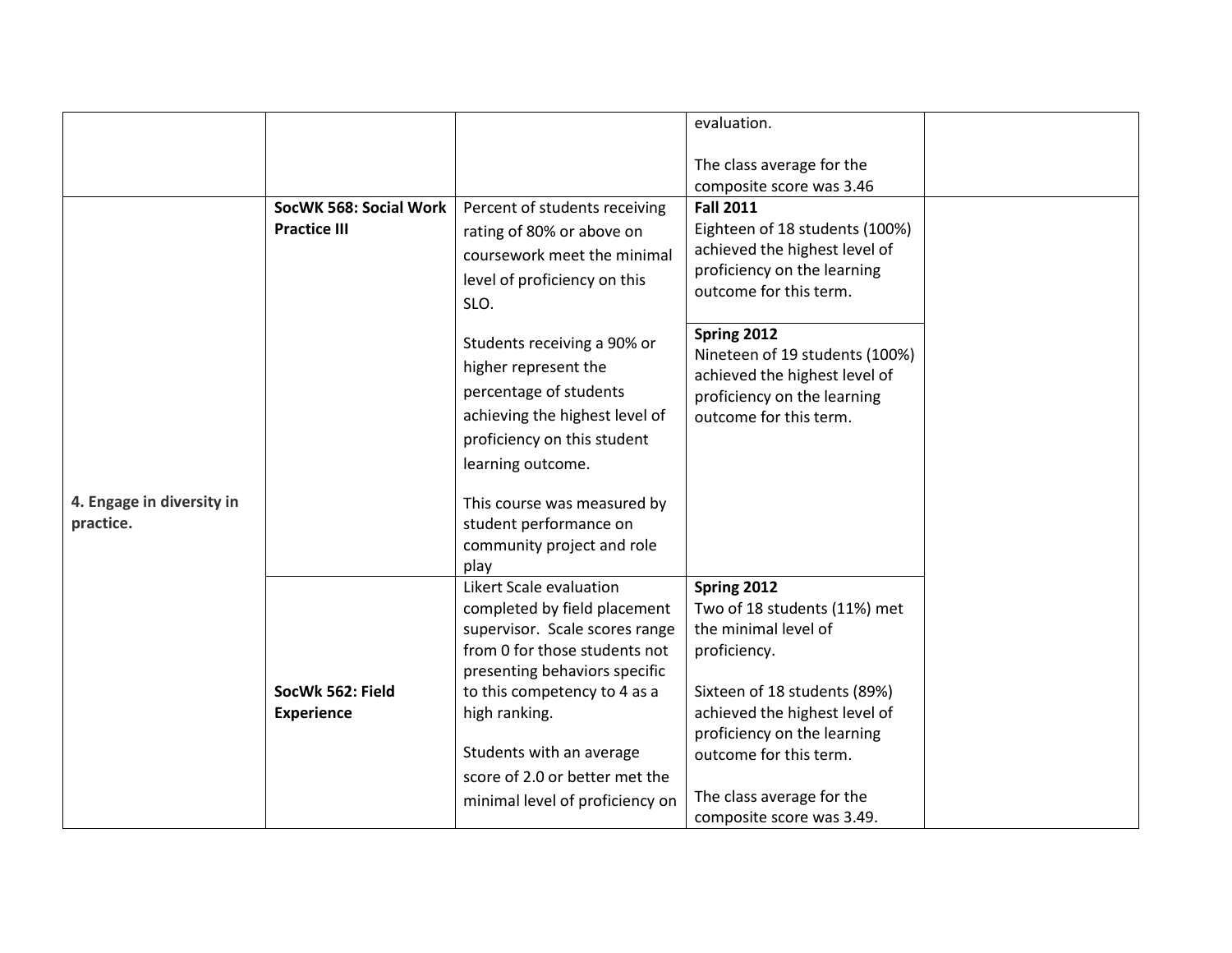| | | | | |
|---|---|---|---|---|
| | | | evaluation.<br><br>The class average for the composite score was 3.46 | |
| **4. Engage in diversity in practice.** | **SocWK 568: Social Work Practice III** | Percent of students receiving rating of 80% or above on coursework meet the minimal level of proficiency on this SLO.<br><br>Students receiving a 90% or higher represent the percentage of students achieving the highest level of proficiency on this student learning outcome.<br><br>This course was measured by student performance on community project and role play | **Fall 2011**<br>Eighteen of 18 students (100%) achieved the highest level of proficiency on the learning outcome for this term.<br><br>**Spring 2012**<br>Nineteen of 19 students (100%) achieved the highest level of proficiency on the learning outcome for this term. | |
| | **SocWk 562: Field Experience** | Likert Scale evaluation completed by field placement supervisor. Scale scores range from 0 for those students not presenting behaviors specific to this competency to 4 as a high ranking.<br><br>Students with an average score of 2.0 or better met the minimal level of proficiency on | **Spring 2012**<br>Two of 18 students (11%) met the minimal level of proficiency.<br><br>Sixteen of 18 students (89%) achieved the highest level of proficiency on the learning outcome for this term.<br><br>The class average for the composite score was 3.49. | |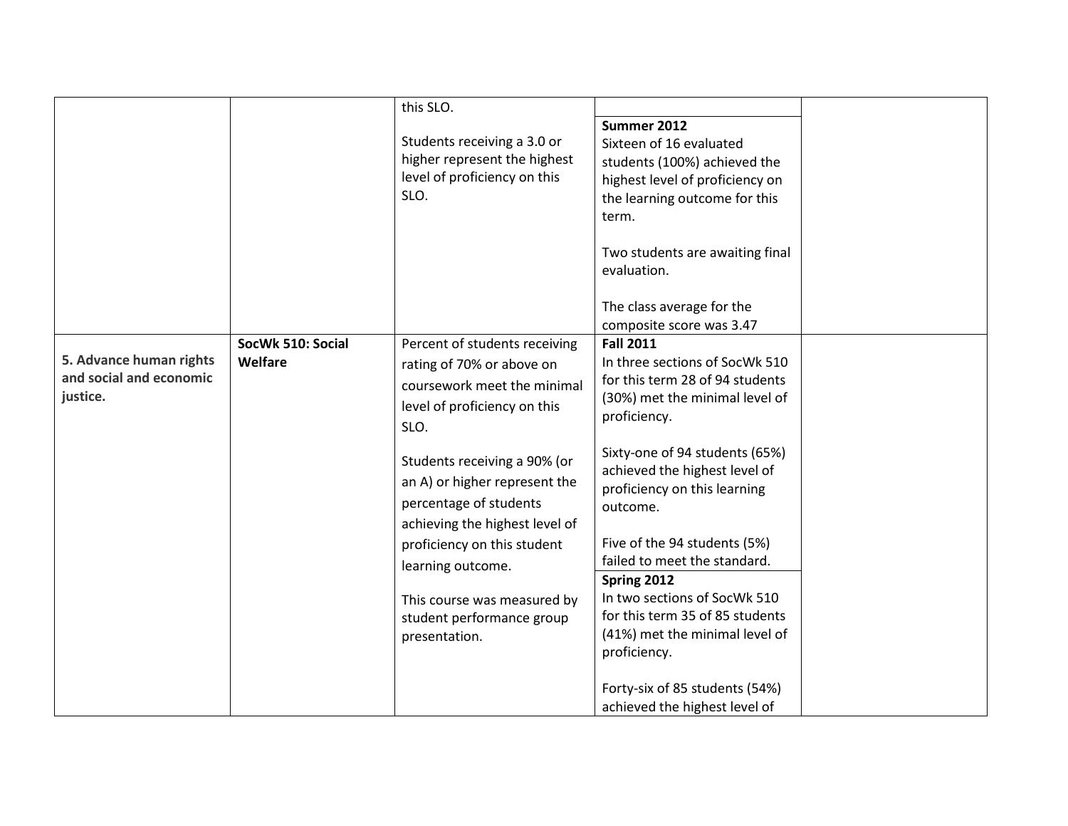| | | | | |
|---|---|---|---|---|
| | | this SLO.<br><br>Students receiving a 3.0 or higher represent the highest level of proficiency on this SLO. | **Summer 2012**<br>Sixteen of 16 evaluated students (100%) achieved the highest level of proficiency on the learning outcome for this term.<br><br>Two students are awaiting final evaluation.<br><br>The class average for the composite score was 3.47 | |
| **5. Advance human rights and social and economic justice.** | **SocWk 510: Social Welfare** | Percent of students receiving rating of 70% or above on coursework meet the minimal level of proficiency on this SLO.<br><br>Students receiving a 90% (or an A) or higher represent the percentage of students achieving the highest level of proficiency on this student learning outcome.<br><br>This course was measured by student performance group presentation. | **Fall 2011**<br>In three sections of SocWk 510 for this term 28 of 94 students (30%) met the minimal level of proficiency.<br><br>Sixty-one of 94 students (65%) achieved the highest level of proficiency on this learning outcome.<br><br>Five of the 94 students (5%) failed to meet the standard.<br><br>**Spring 2012**<br>In two sections of SocWk 510 for this term 35 of 85 students (41%) met the minimal level of proficiency.<br><br>Forty-six of 85 students (54%) achieved the highest level of | |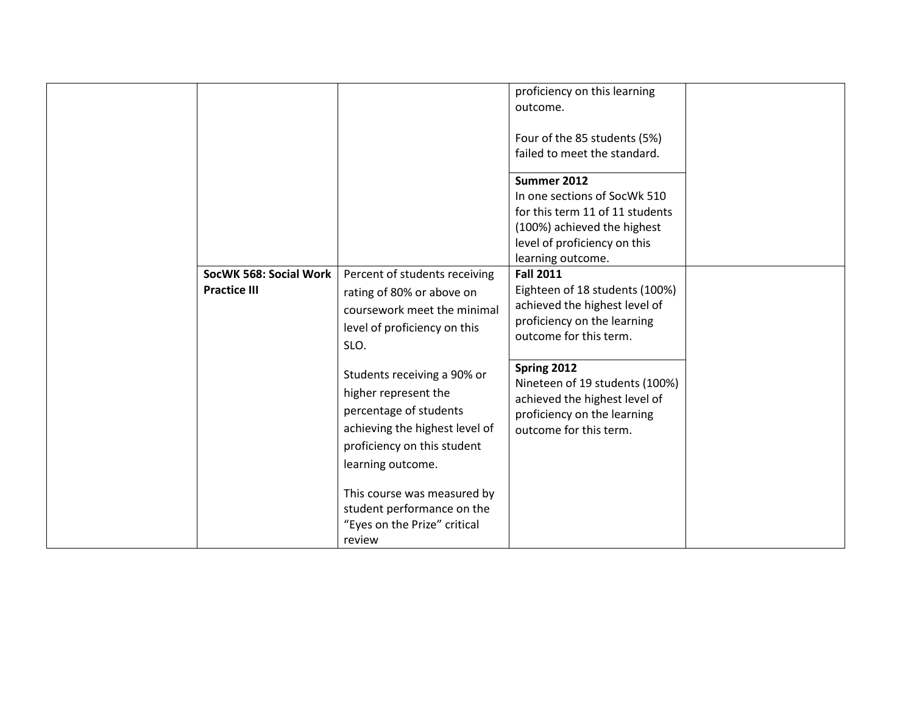| | | | | |
|---|---|---|---|---|
| | | | proficiency on this learning outcome.<br><br>Four of the 85 students (5%) failed to meet the standard. | |
| | | | **Summer 2012**<br>In one sections of SocWk 510 for this term 11 of 11 students (100%) achieved the highest level of proficiency on this learning outcome. | |
| | **SocWK 568: Social Work Practice III** | Percent of students receiving rating of 80% or above on coursework meet the minimal level of proficiency on this SLO.<br><br>Students receiving a 90% or higher represent the percentage of students achieving the highest level of proficiency on this student learning outcome.<br><br>This course was measured by student performance on the "Eyes on the Prize" critical review | **Fall 2011**<br>Eighteen of 18 students (100%) achieved the highest level of proficiency on the learning outcome for this term.<br><br>**Spring 2012**<br>Nineteen of 19 students (100%) achieved the highest level of proficiency on the learning outcome for this term. | |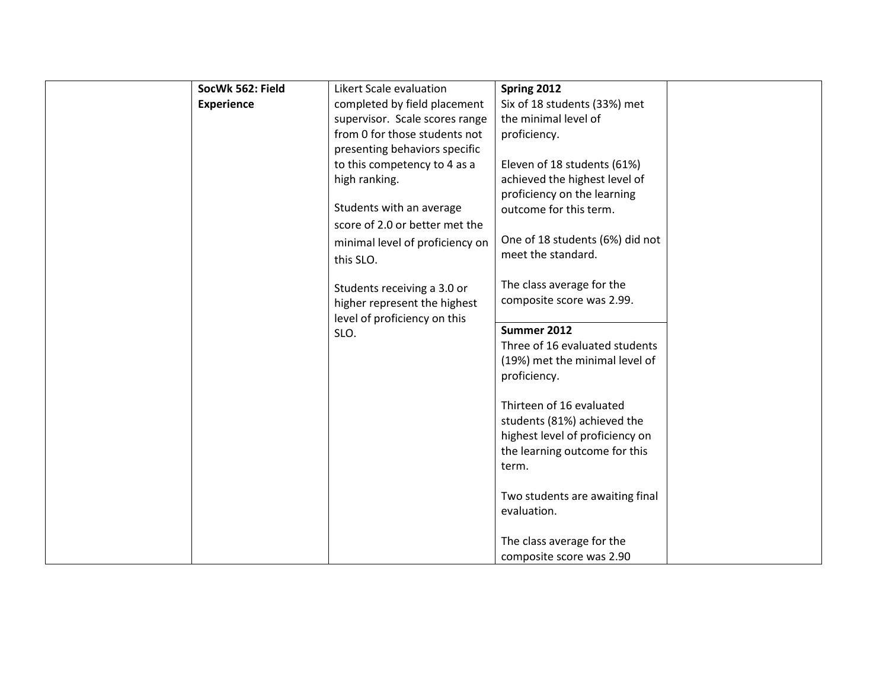| | | | | |
|---|---|---|---|---|
| | **SocWk 562: Field Experience** | Likert Scale evaluation completed by field placement supervisor. Scale scores range from 0 for those students not presenting behaviors specific to this competency to 4 as a high ranking.<br><br>Students with an average score of 2.0 or better met the minimal level of proficiency on this SLO.<br><br>Students receiving a 3.0 or higher represent the highest level of proficiency on this SLO. | **Spring 2012**<br>Six of 18 students (33%) met the minimal level of proficiency.<br><br>Eleven of 18 students (61%) achieved the highest level of proficiency on the learning outcome for this term.<br><br>One of 18 students (6%) did not meet the standard.<br><br>The class average for the composite score was 2.99. | |
| | | | **Summer 2012**<br>Three of 16 evaluated students (19%) met the minimal level of proficiency.<br><br>Thirteen of 16 evaluated students (81%) achieved the highest level of proficiency on the learning outcome for this term.<br><br>Two students are awaiting final evaluation.<br><br>The class average for the composite score was 2.90 | |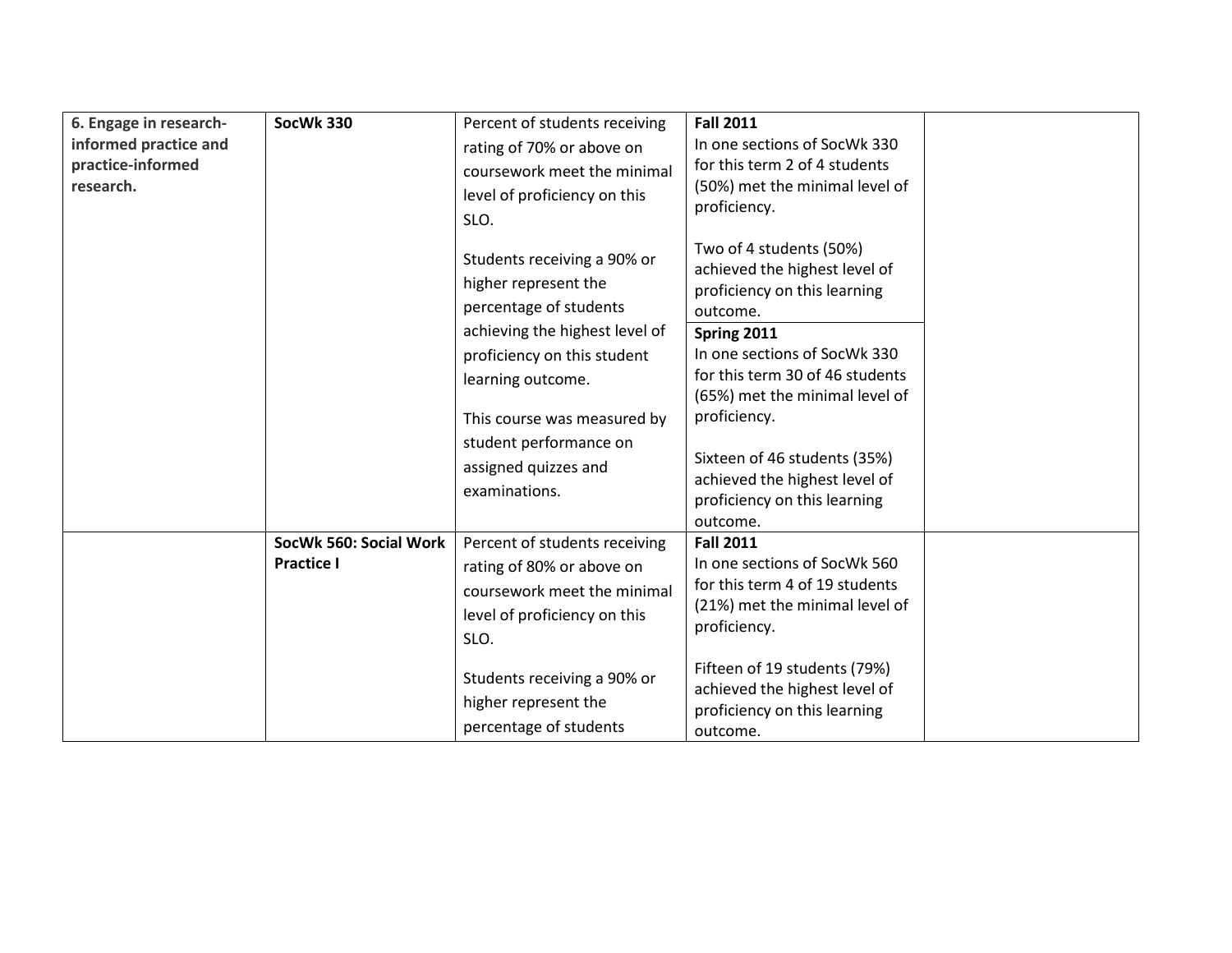| | | | | |
|---|---|---|---|---|
| **6. Engage in research-informed practice and practice-informed research.** | **SocWk 330** | Percent of students receiving rating of 70% or above on coursework meet the minimal level of proficiency on this SLO.<br><br>Students receiving a 90% or higher represent the percentage of students achieving the highest level of proficiency on this student learning outcome.<br><br>This course was measured by student performance on assigned quizzes and examinations. | **Fall 2011**<br>In one sections of SocWk 330 for this term 2 of 4 students (50%) met the minimal level of proficiency.<br><br>Two of 4 students (50%) achieved the highest level of proficiency on this learning outcome.<br><br>**Spring 2011**<br>In one sections of SocWk 330 for this term 30 of 46 students (65%) met the minimal level of proficiency.<br><br>Sixteen of 46 students (35%) achieved the highest level of proficiency on this learning outcome. | |
| | **SocWk 560: Social Work Practice I** | Percent of students receiving rating of 80% or above on coursework meet the minimal level of proficiency on this SLO.<br><br>Students receiving a 90% or higher represent the percentage of students | **Fall 2011**<br>In one sections of SocWk 560 for this term 4 of 19 students (21%) met the minimal level of proficiency.<br><br>Fifteen of 19 students (79%) achieved the highest level of proficiency on this learning outcome. | |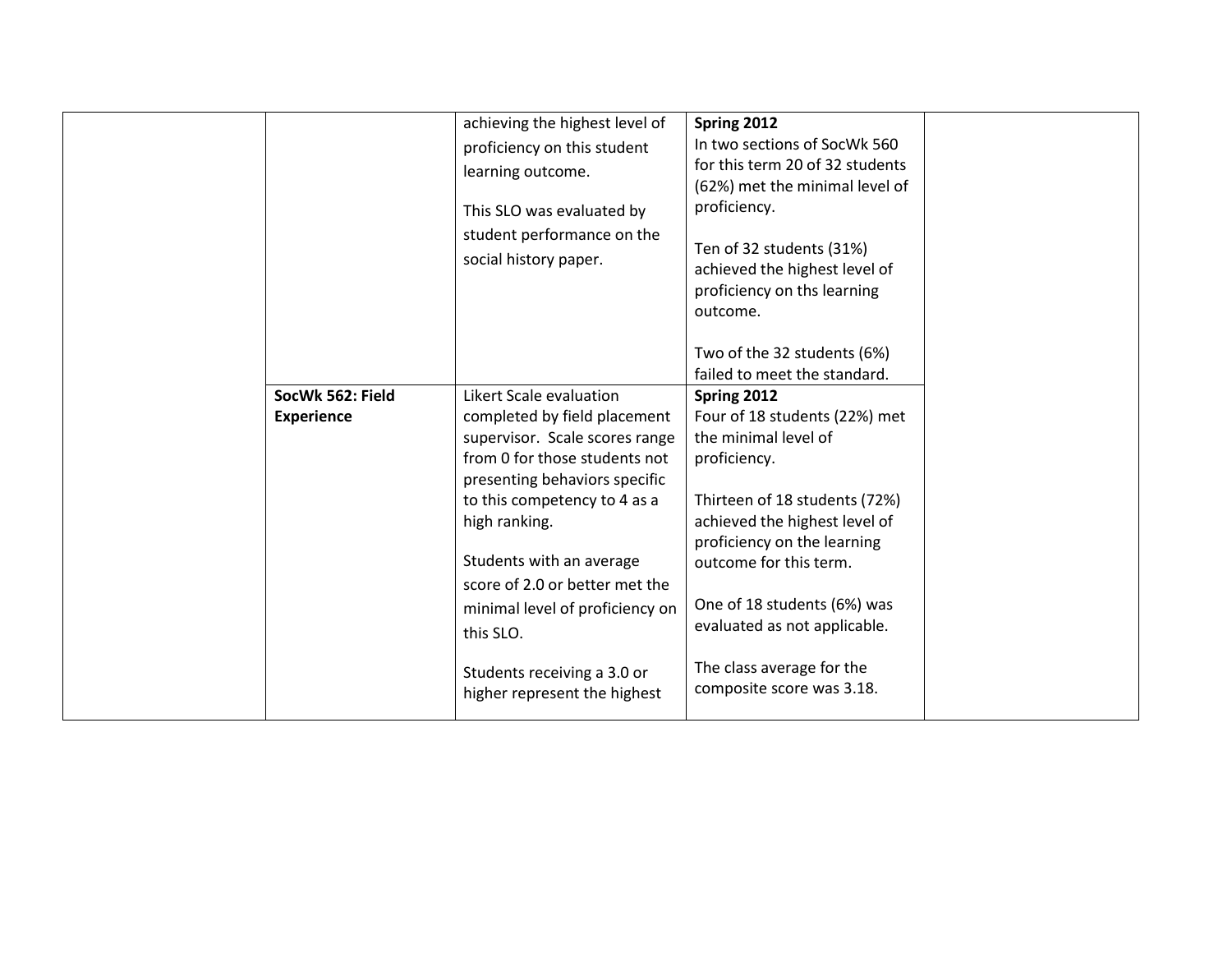| | | | | |
|---|---|---|---|---|
| | | achieving the highest level of proficiency on this student learning outcome.<br><br>This SLO was evaluated by student performance on the social history paper. | **Spring 2012**<br>In two sections of SocWk 560 for this term 20 of 32 students (62%) met the minimal level of proficiency.<br><br>Ten of 32 students (31%) achieved the highest level of proficiency on ths learning outcome.<br><br>Two of the 32 students (6%) failed to meet the standard. | |
| | **SocWk 562: Field Experience** | Likert Scale evaluation completed by field placement supervisor. Scale scores range from 0 for those students not presenting behaviors specific to this competency to 4 as a high ranking.<br><br>Students with an average score of 2.0 or better met the minimal level of proficiency on this SLO.<br><br>Students receiving a 3.0 or higher represent the highest | **Spring 2012**<br>Four of 18 students (22%) met the minimal level of proficiency.<br><br>Thirteen of 18 students (72%) achieved the highest level of proficiency on the learning outcome for this term.<br><br>One of 18 students (6%) was evaluated as not applicable.<br><br>The class average for the composite score was 3.18. | |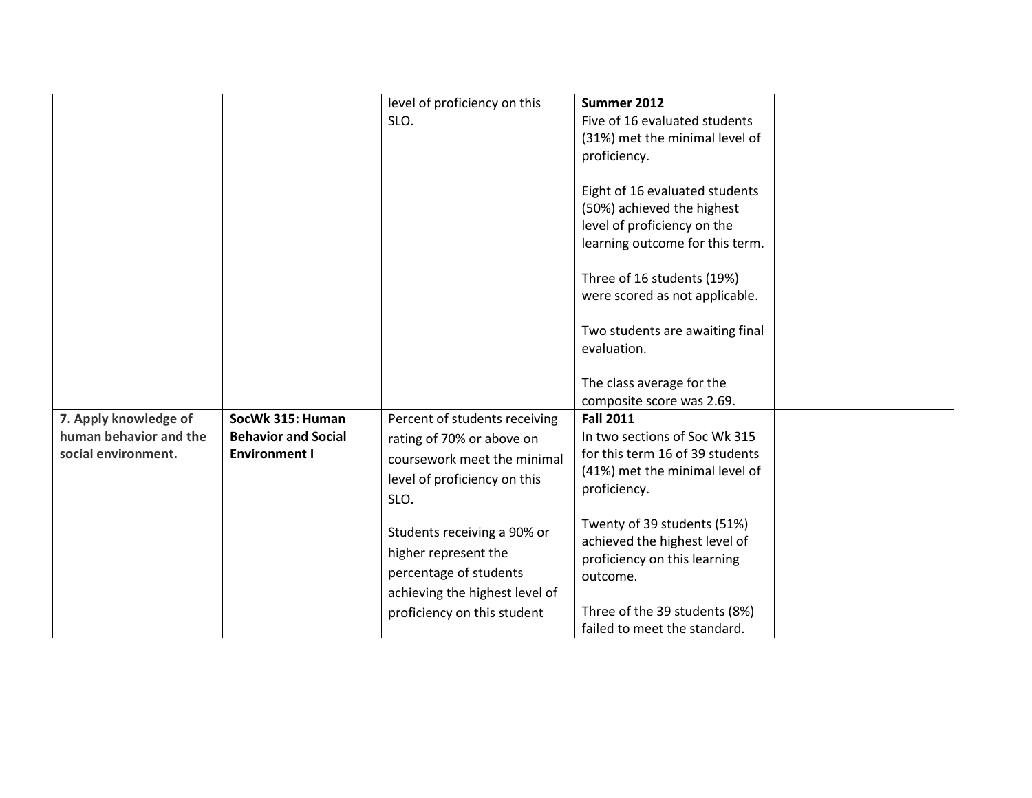| | | | | |
|---|---|---|---|---|
| | | level of proficiency on this SLO. | **Summer 2012**<br>Five of 16 evaluated students (31%) met the minimal level of proficiency.<br><br>Eight of 16 evaluated students (50%) achieved the highest level of proficiency on the learning outcome for this term.<br><br>Three of 16 students (19%) were scored as not applicable.<br><br>Two students are awaiting final evaluation.<br><br>The class average for the composite score was 2.69. | |
| **7. Apply knowledge of human behavior and the social environment.** | **SocWk 315: Human Behavior and Social Environment I** | Percent of students receiving rating of 70% or above on coursework meet the minimal level of proficiency on this SLO.<br><br>Students receiving a 90% or higher represent the percentage of students achieving the highest level of proficiency on this student | **Fall 2011**<br>In two sections of Soc Wk 315 for this term 16 of 39 students (41%) met the minimal level of proficiency.<br><br>Twenty of 39 students (51%) achieved the highest level of proficiency on this learning outcome.<br><br>Three of the 39 students (8%) failed to meet the standard. | |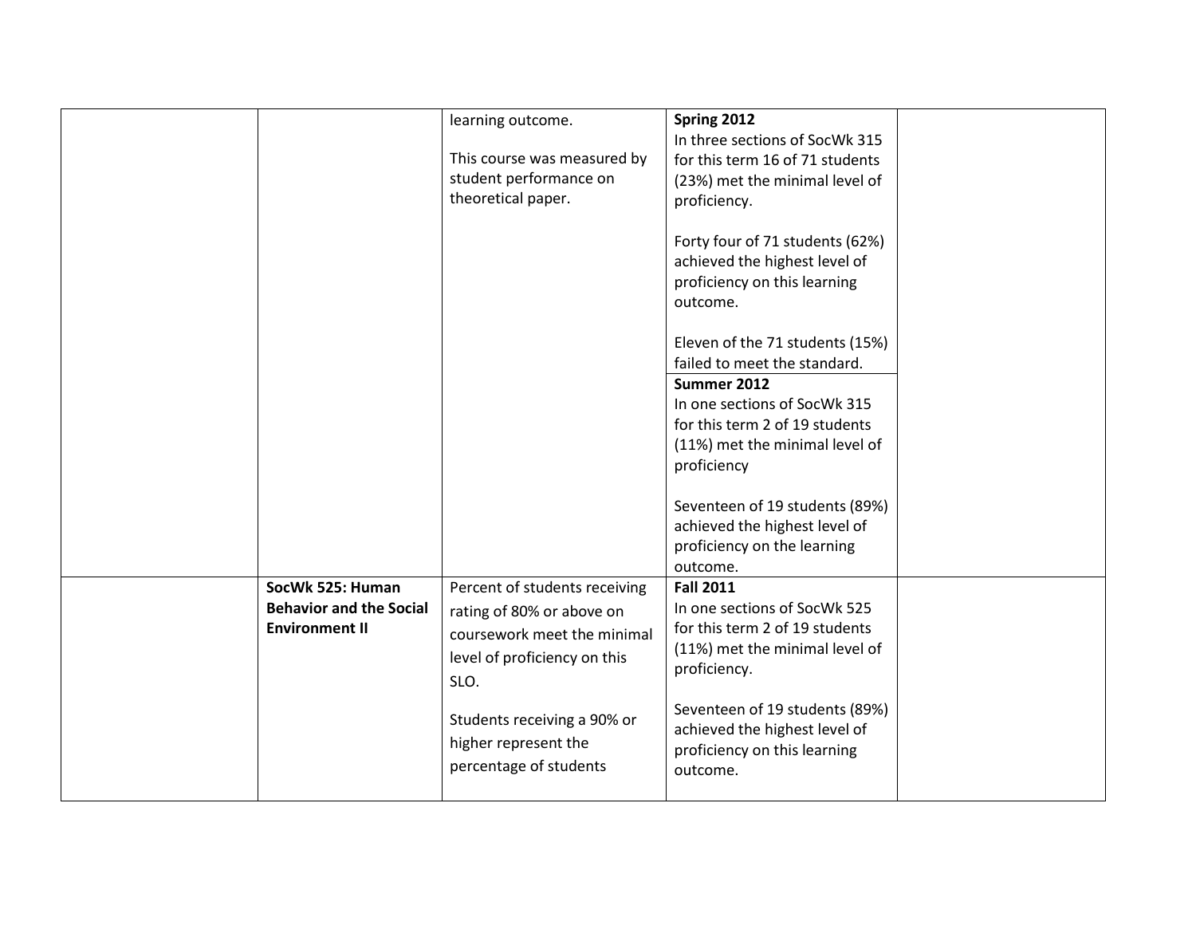| | | | | |
|---|---|---|---|---|
| | | learning outcome.<br><br>This course was measured by student performance on theoretical paper. | **Spring 2012**<br>In three sections of SocWk 315 for this term 16 of 71 students (23%) met the minimal level of proficiency.<br><br>Forty four of 71 students (62%) achieved the highest level of proficiency on this learning outcome.<br><br>Eleven of the 71 students (15%) failed to meet the standard.<br><br>**Summer 2012**<br>In one sections of SocWk 315 for this term 2 of 19 students (11%) met the minimal level of proficiency<br><br>Seventeen of 19 students (89%) achieved the highest level of proficiency on the learning outcome. | |
| | **SocWk 525: Human Behavior and the Social Environment II** | Percent of students receiving rating of 80% or above on coursework meet the minimal level of proficiency on this SLO.<br><br>Students receiving a 90% or higher represent the percentage of students | **Fall 2011**<br>In one sections of SocWk 525 for this term 2 of 19 students (11%) met the minimal level of proficiency.<br><br>Seventeen of 19 students (89%) achieved the highest level of proficiency on this learning outcome. | |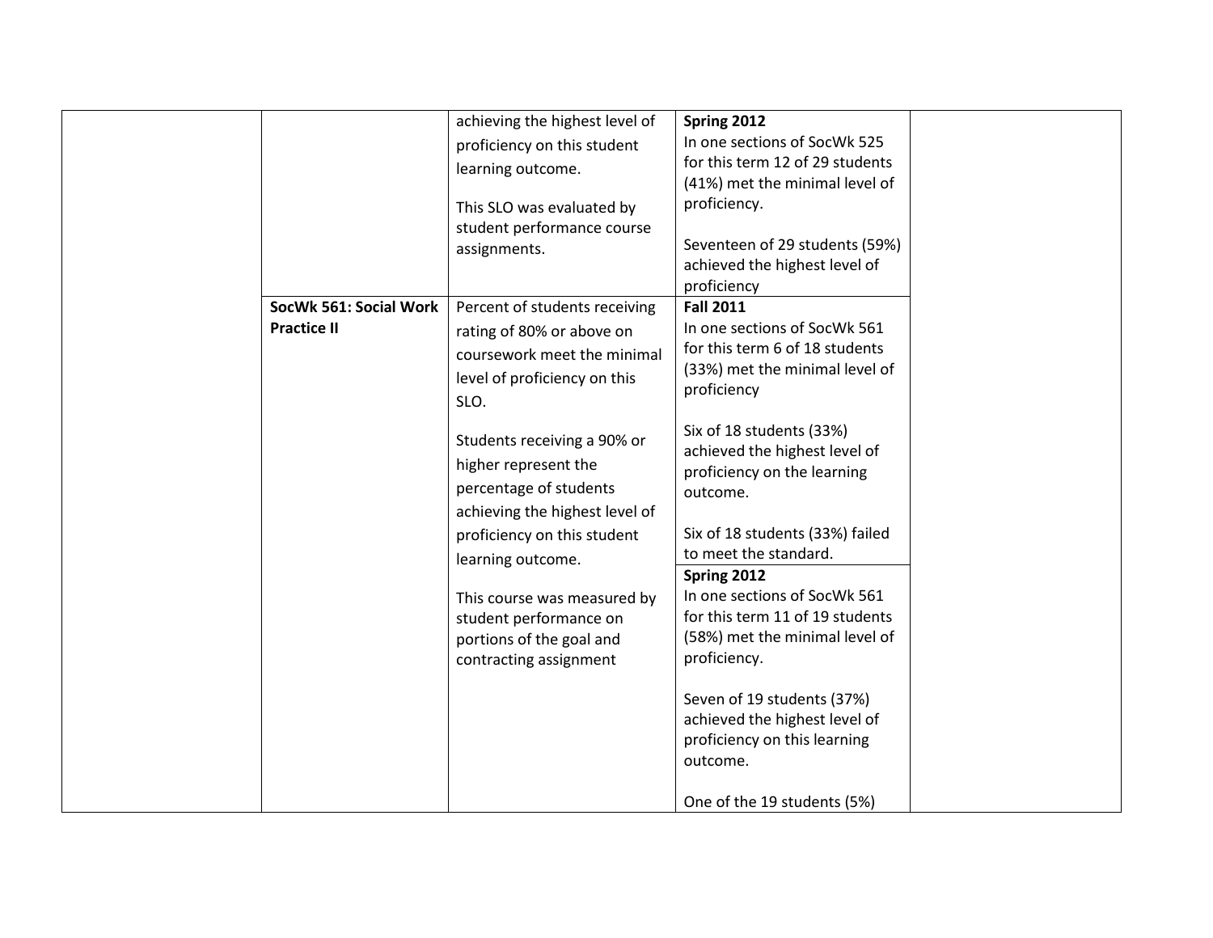| | | | | |
|---|---|---|---|---|
| | | achieving the highest level of proficiency on this student learning outcome.<br><br>This SLO was evaluated by student performance course assignments. | **Spring 2012**<br>In one sections of SocWk 525 for this term 12 of 29 students (41%) met the minimal level of proficiency.<br><br>Seventeen of 29 students (59%) achieved the highest level of proficiency | |
| | **SocWk 561: Social Work Practice II** | Percent of students receiving rating of 80% or above on coursework meet the minimal level of proficiency on this SLO.<br><br>Students receiving a 90% or higher represent the percentage of students achieving the highest level of proficiency on this student learning outcome.<br><br>This course was measured by student performance on portions of the goal and contracting assignment | **Fall 2011**<br>In one sections of SocWk 561 for this term 6 of 18 students (33%) met the minimal level of proficiency<br><br>Six of 18 students (33%) achieved the highest level of proficiency on the learning outcome.<br><br>Six of 18 students (33%) failed to meet the standard. | |
| | | | **Spring 2012**<br>In one sections of SocWk 561 for this term 11 of 19 students (58%) met the minimal level of proficiency.<br><br>Seven of 19 students (37%) achieved the highest level of proficiency on this learning outcome.<br><br>One of the 19 students (5%) | |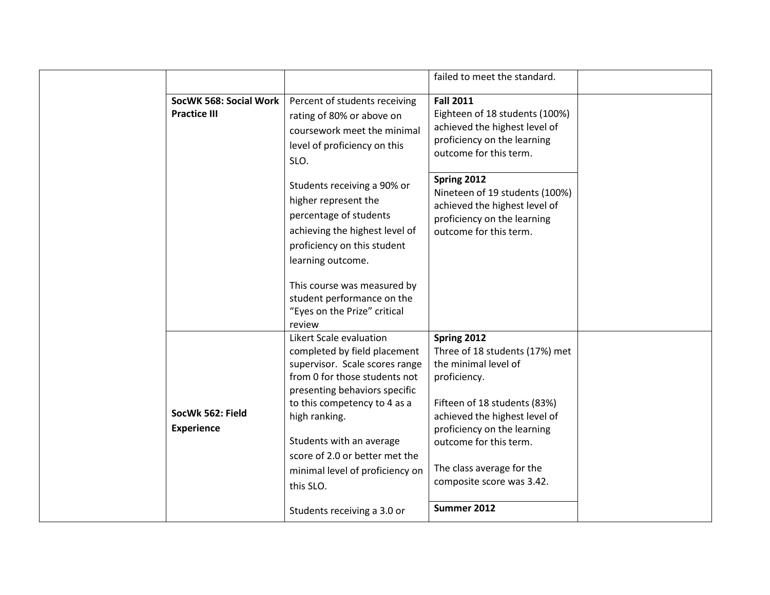| | | | | |
|---|---|---|---|---|
| | | | failed to meet the standard. | |
| | **SocWK 568: Social Work Practice III** | Percent of students receiving rating of 80% or above on coursework meet the minimal level of proficiency on this SLO.<br><br>Students receiving a 90% or higher represent the percentage of students achieving the highest level of proficiency on this student learning outcome.<br><br>This course was measured by student performance on the "Eyes on the Prize" critical review | **Fall 2011**<br>Eighteen of 18 students (100%) achieved the highest level of proficiency on the learning outcome for this term.<br><br>**Spring 2012**<br>Nineteen of 19 students (100%) achieved the highest level of proficiency on the learning outcome for this term. | |
| | **SocWk 562: Field Experience** | Likert Scale evaluation completed by field placement supervisor. Scale scores range from 0 for those students not presenting behaviors specific to this competency to 4 as a high ranking.<br><br>Students with an average score of 2.0 or better met the minimal level of proficiency on this SLO.<br><br>Students receiving a 3.0 or | **Spring 2012**<br>Three of 18 students (17%) met the minimal level of proficiency.<br><br>Fifteen of 18 students (83%) achieved the highest level of proficiency on the learning outcome for this term.<br><br>The class average for the composite score was 3.42.<br><br>**Summer 2012** | |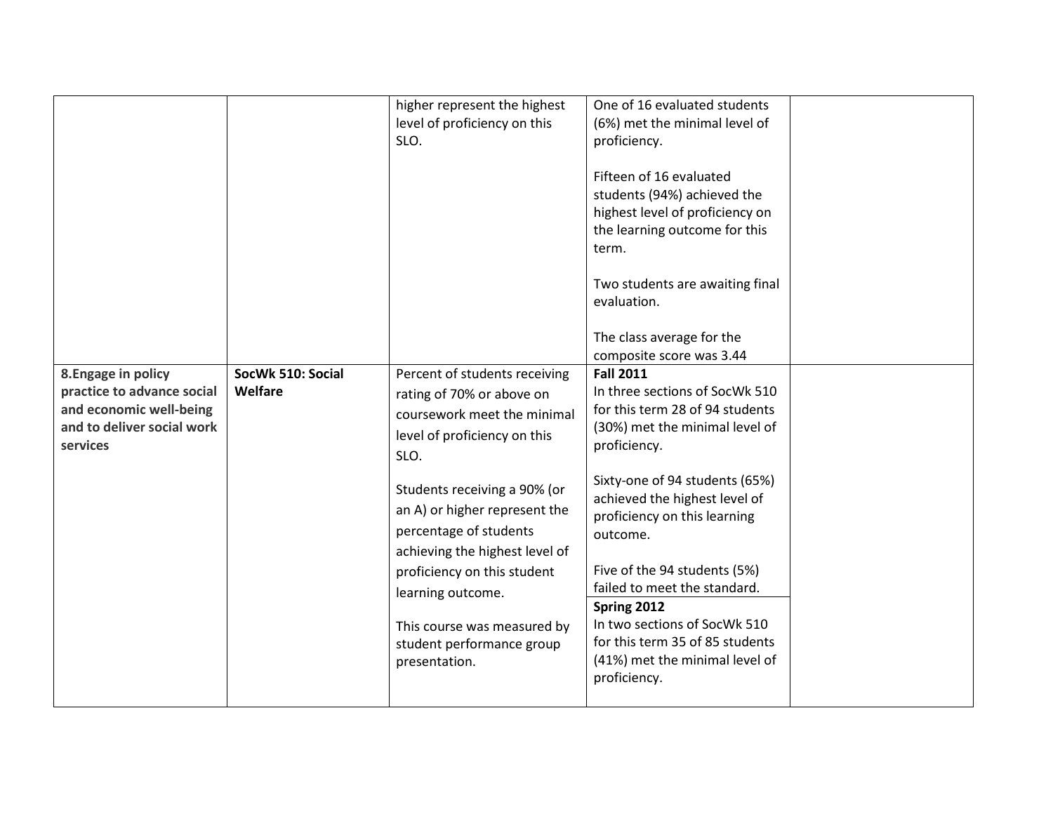| | | | | |
|---|---|---|---|---|
| | | higher represent the highest level of proficiency on this SLO. | One of 16 evaluated students (6%) met the minimal level of proficiency.<br><br>Fifteen of 16 evaluated students (94%) achieved the highest level of proficiency on the learning outcome for this term.<br><br>Two students are awaiting final evaluation.<br><br>The class average for the composite score was 3.44 | |
| **8.Engage in policy practice to advance social and economic well-being and to deliver social work services** | **SocWk 510: Social Welfare** | Percent of students receiving rating of 70% or above on coursework meet the minimal level of proficiency on this SLO.<br><br>Students receiving a 90% (or an A) or higher represent the percentage of students achieving the highest level of proficiency on this student learning outcome.<br><br>This course was measured by student performance group presentation. | **Fall 2011**<br>In three sections of SocWk 510 for this term 28 of 94 students (30%) met the minimal level of proficiency.<br><br>Sixty-one of 94 students (65%) achieved the highest level of proficiency on this learning outcome.<br><br>Five of the 94 students (5%) failed to meet the standard. | |
| | | | **Spring 2012**<br>In two sections of SocWk 510 for this term 35 of 85 students (41%) met the minimal level of proficiency. | |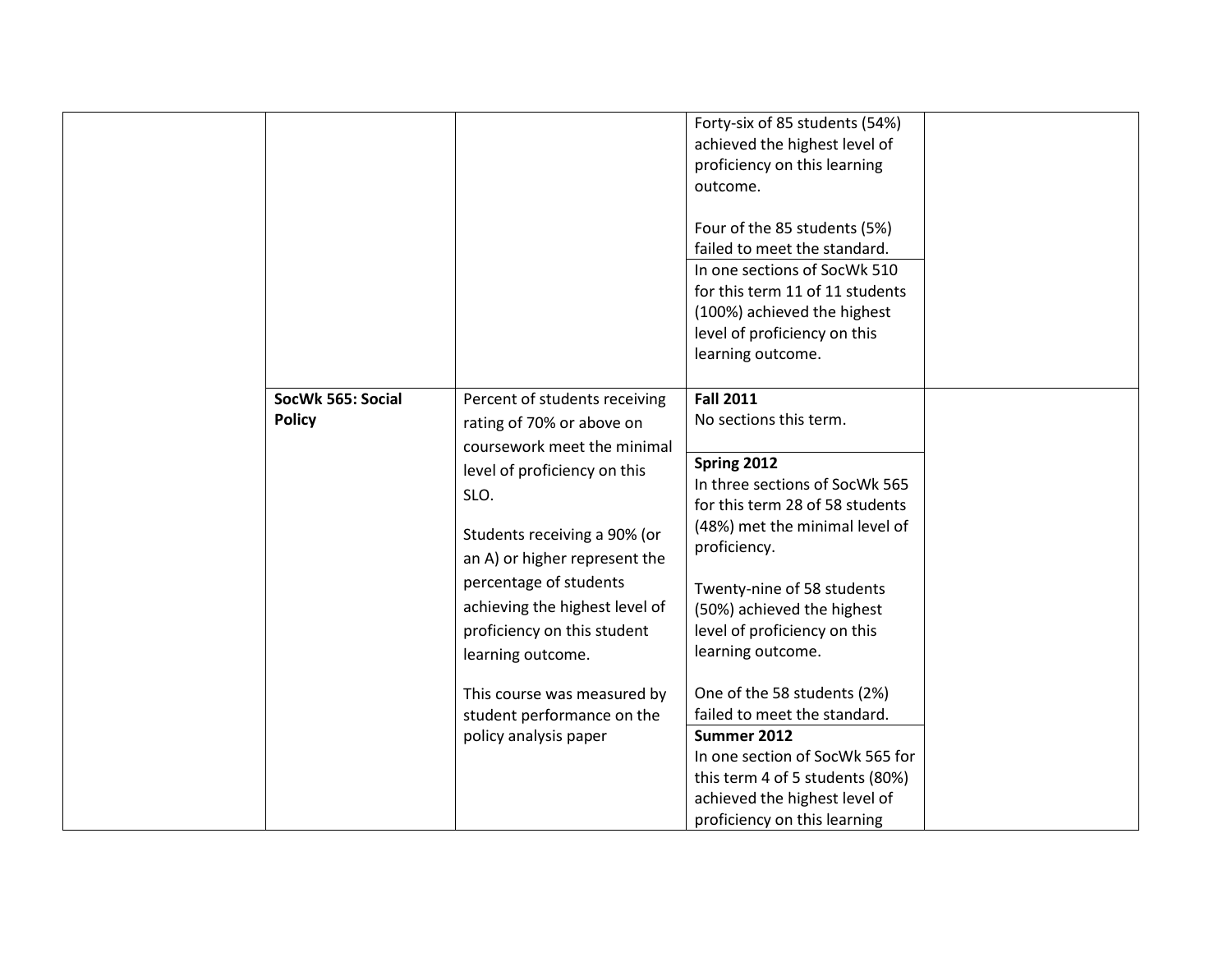| | | | | |
|---|---|---|---|---|
| | | | Forty-six of 85 students (54%) achieved the highest level of proficiency on this learning outcome.<br><br>Four of the 85 students (5%) failed to meet the standard. | |
| | | | In one sections of SocWk 510 for this term 11 of 11 students (100%) achieved the highest level of proficiency on this learning outcome. | |
| | **SocWk 565: Social Policy** | Percent of students receiving rating of 70% or above on coursework meet the minimal level of proficiency on this SLO.<br><br>Students receiving a 90% (or an A) or higher represent the percentage of students achieving the highest level of proficiency on this student learning outcome.<br><br>This course was measured by student performance on the policy analysis paper | **Fall 2011**<br>No sections this term. | |
| | | | **Spring 2012**<br>In three sections of SocWk 565 for this term 28 of 58 students (48%) met the minimal level of proficiency.<br><br>Twenty-nine of 58 students (50%) achieved the highest level of proficiency on this learning outcome.<br><br>One of the 58 students (2%) failed to meet the standard. | |
| | | | **Summer 2012**<br>In one section of SocWk 565 for this term 4 of 5 students (80%) achieved the highest level of proficiency on this learning | |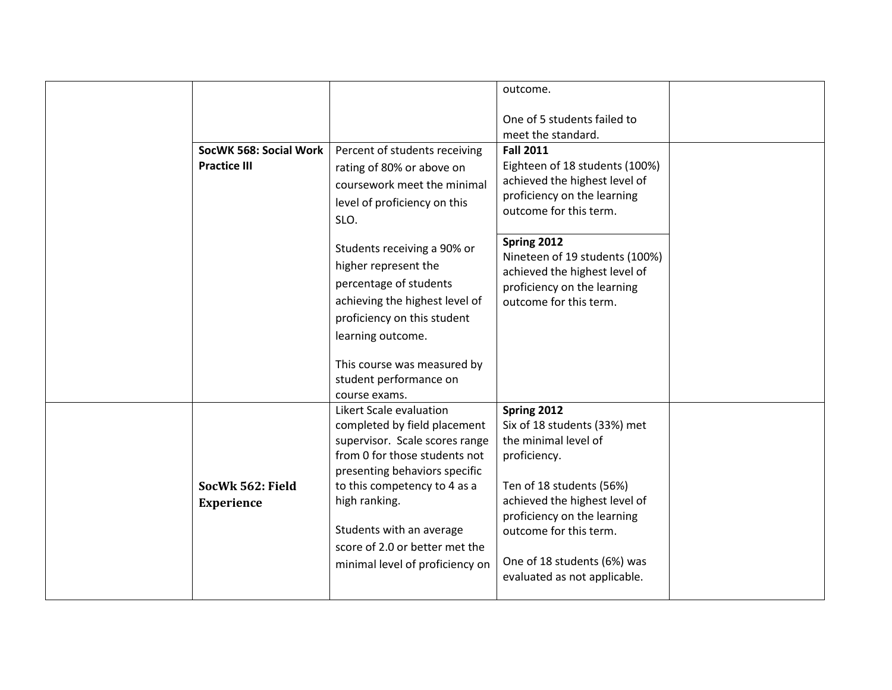| | | | | |
|---|---|---|---|---|
| | | | outcome.<br><br>One of 5 students failed to meet the standard. | |
| | **SocWK 568: Social Work Practice III** | Percent of students receiving rating of 80% or above on coursework meet the minimal level of proficiency on this SLO.<br><br>Students receiving a 90% or higher represent the percentage of students achieving the highest level of proficiency on this student learning outcome.<br><br>This course was measured by student performance on course exams. | **Fall 2011**<br>Eighteen of 18 students (100%) achieved the highest level of proficiency on the learning outcome for this term.<br><br>**Spring 2012**<br>Nineteen of 19 students (100%) achieved the highest level of proficiency on the learning outcome for this term. | |
| | **SocWk 562: Field Experience** | Likert Scale evaluation completed by field placement supervisor. Scale scores range from 0 for those students not presenting behaviors specific to this competency to 4 as a high ranking.<br><br>Students with an average score of 2.0 or better met the minimal level of proficiency on | **Spring 2012**<br>Six of 18 students (33%) met the minimal level of proficiency.<br><br>Ten of 18 students (56%) achieved the highest level of proficiency on the learning outcome for this term.<br><br>One of 18 students (6%) was evaluated as not applicable. | |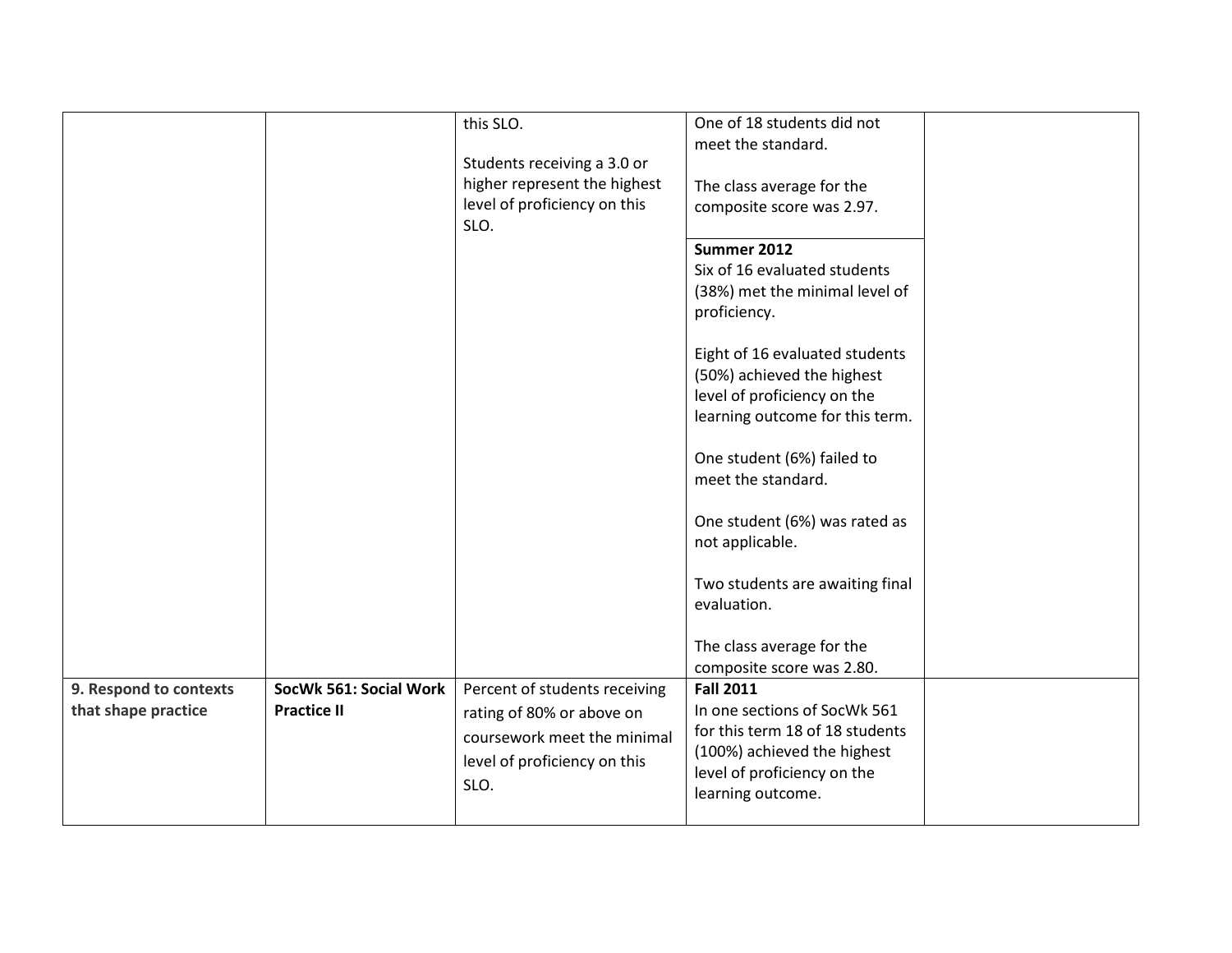| | | | | |
|---|---|---|---|---|
| | | this SLO.<br><br>Students receiving a 3.0 or higher represent the highest level of proficiency on this SLO. | One of 18 students did not meet the standard.<br><br>The class average for the composite score was 2.97. | |
| | | | **Summer 2012**<br>Six of 16 evaluated students (38%) met the minimal level of proficiency.<br><br>Eight of 16 evaluated students (50%) achieved the highest level of proficiency on the learning outcome for this term.<br><br>One student (6%) failed to meet the standard.<br><br>One student (6%) was rated as not applicable.<br><br>Two students are awaiting final evaluation.<br><br>The class average for the composite score was 2.80. | |
| **9. Respond to contexts that shape practice** | **SocWk 561: Social Work Practice II** | Percent of students receiving rating of 80% or above on coursework meet the minimal level of proficiency on this SLO. | **Fall 2011**<br>In one sections of SocWk 561 for this term 18 of 18 students (100%) achieved the highest level of proficiency on the learning outcome. | |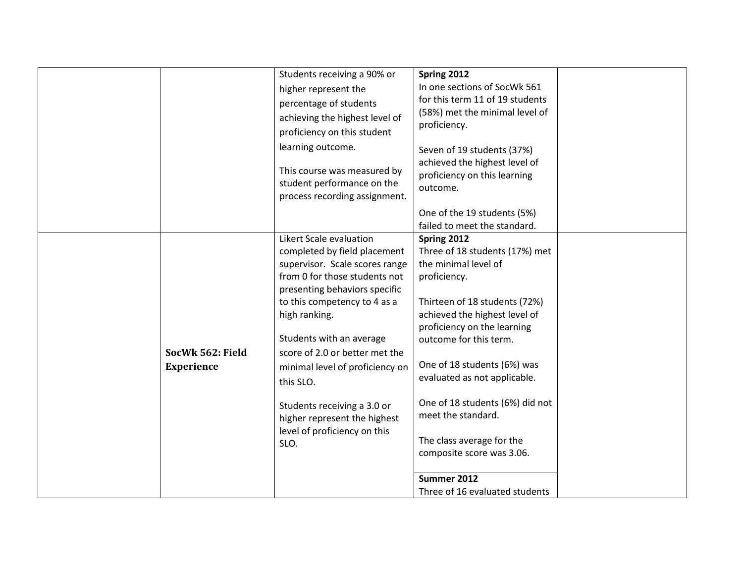| | | | | |
|---|---|---|---|---|
| | | Students receiving a 90% or higher represent the percentage of students achieving the highest level of proficiency on this student learning outcome.<br><br>This course was measured by student performance on the process recording assignment. | **Spring 2012**<br>In one sections of SocWk 561 for this term 11 of 19 students (58%) met the minimal level of proficiency.<br><br>Seven of 19 students (37%) achieved the highest level of proficiency on this learning outcome.<br><br>One of the 19 students (5%) failed to meet the standard. | |
| | **SocWk 562: Field Experience** | Likert Scale evaluation completed by field placement supervisor. Scale scores range from 0 for those students not presenting behaviors specific to this competency to 4 as a high ranking.<br><br>Students with an average score of 2.0 or better met the minimal level of proficiency on this SLO.<br><br>Students receiving a 3.0 or higher represent the highest level of proficiency on this SLO. | **Spring 2012**<br>Three of 18 students (17%) met the minimal level of proficiency.<br><br>Thirteen of 18 students (72%) achieved the highest level of proficiency on the learning outcome for this term.<br><br>One of 18 students (6%) was evaluated as not applicable.<br><br>One of 18 students (6%) did not meet the standard.<br><br>The class average for the composite score was 3.06.<br><br>**Summer 2012**<br>Three of 16 evaluated students | |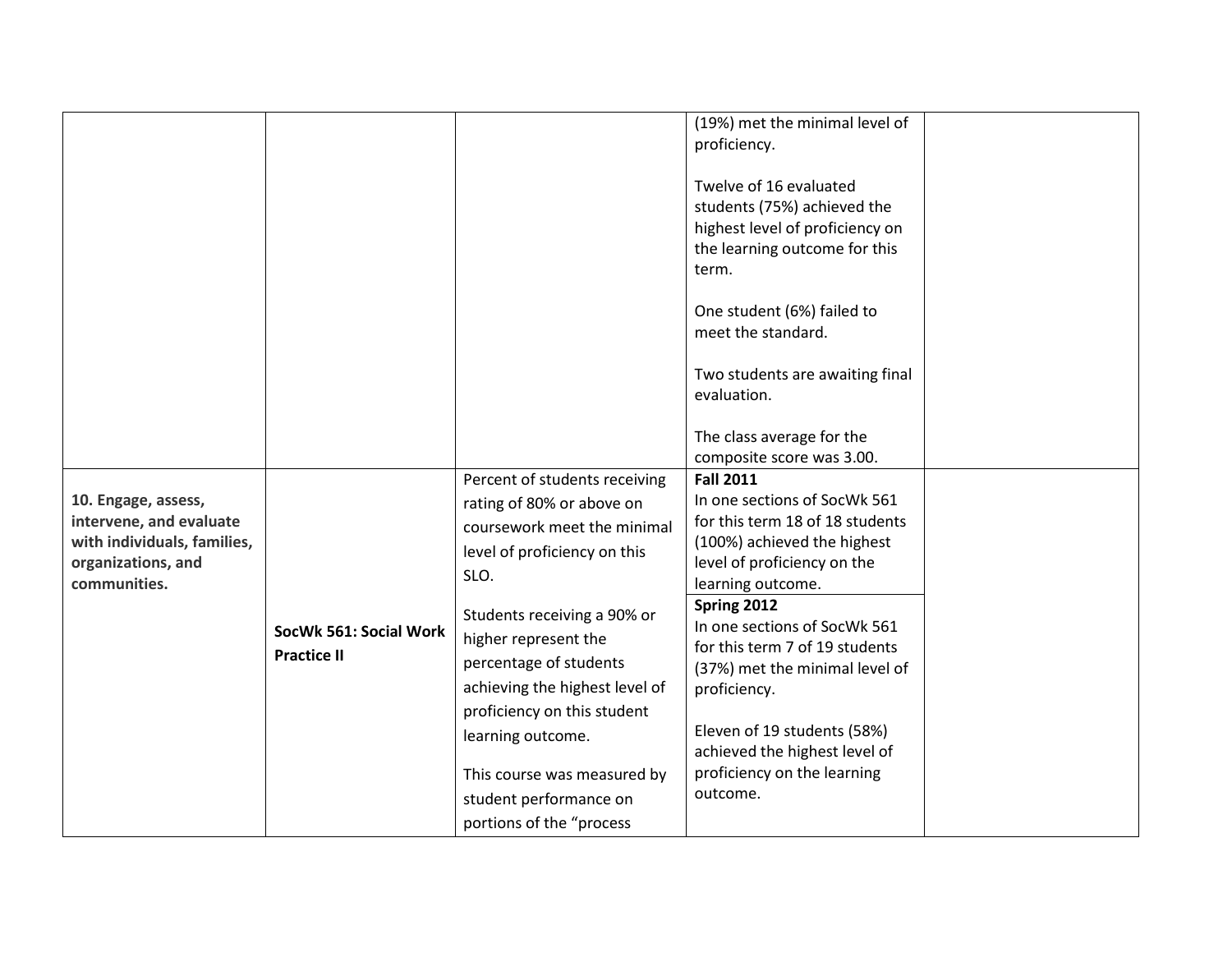| | | | | |
|---|---|---|---|---|
| | | | (19%) met the minimal level of proficiency.<br><br>Twelve of 16 evaluated students (75%) achieved the highest level of proficiency on the learning outcome for this term.<br><br>One student (6%) failed to meet the standard.<br><br>Two students are awaiting final evaluation.<br><br>The class average for the composite score was 3.00. | |
| **10. Engage, assess, intervene, and evaluate with individuals, families, organizations, and communities.** | **SocWk 561: Social Work Practice II** | Percent of students receiving rating of 80% or above on coursework meet the minimal level of proficiency on this SLO.<br><br>Students receiving a 90% or higher represent the percentage of students achieving the highest level of proficiency on this student learning outcome.<br><br>This course was measured by student performance on portions of the "process | **Fall 2011**<br>In one sections of SocWk 561 for this term 18 of 18 students (100%) achieved the highest level of proficiency on the learning outcome.<br><br>**Spring 2012**<br>In one sections of SocWk 561 for this term 7 of 19 students (37%) met the minimal level of proficiency.<br><br>Eleven of 19 students (58%) achieved the highest level of proficiency on the learning outcome. | |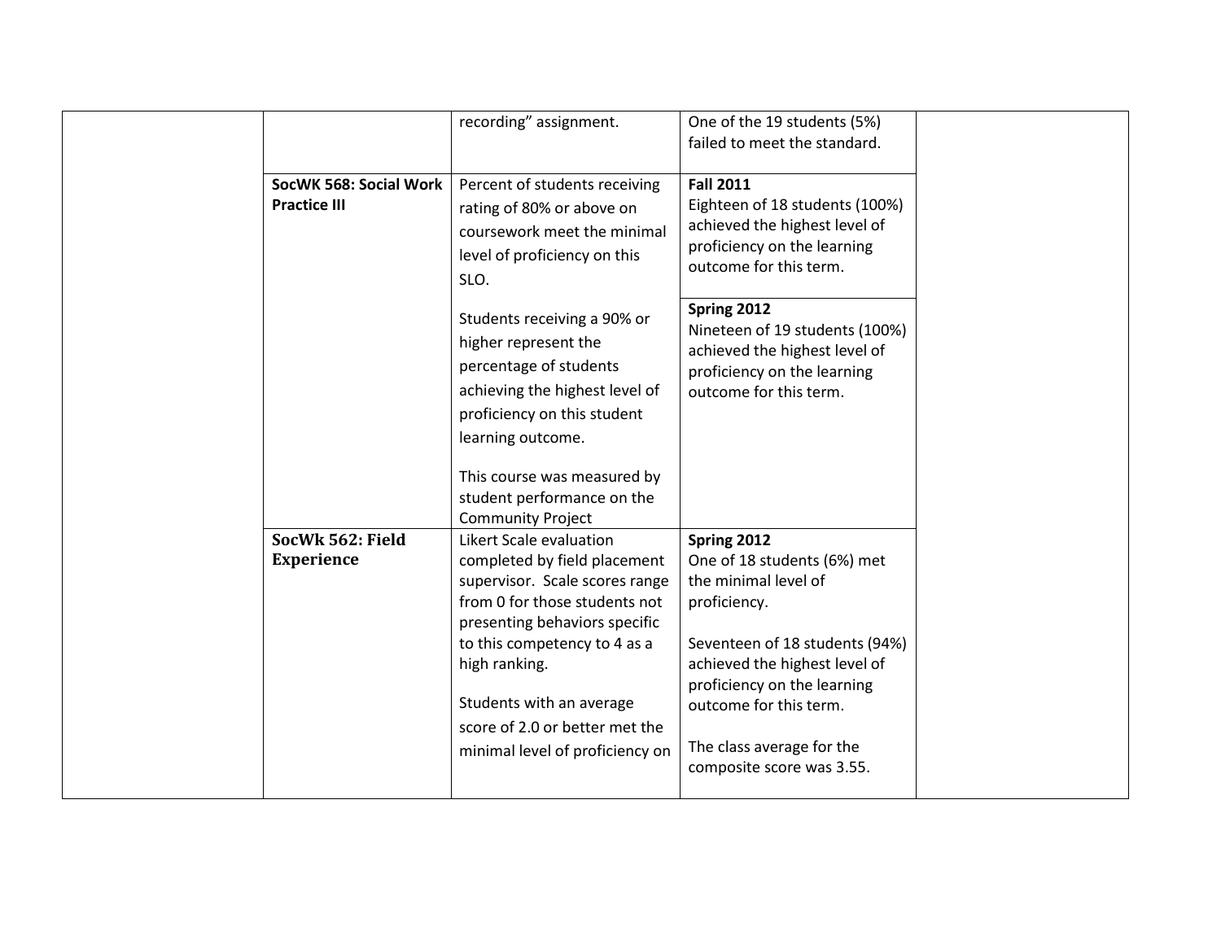| | | | | |
|---|---|---|---|---|
| | | recording" assignment. | One of the 19 students (5%) failed to meet the standard. | |
| | **SocWK 568: Social Work Practice III** | Percent of students receiving rating of 80% or above on coursework meet the minimal level of proficiency on this SLO.<br><br>Students receiving a 90% or higher represent the percentage of students achieving the highest level of proficiency on this student learning outcome.<br><br>This course was measured by student performance on the Community Project | **Fall 2011**<br>Eighteen of 18 students (100%) achieved the highest level of proficiency on the learning outcome for this term.<br><br>**Spring 2012**<br>Nineteen of 19 students (100%) achieved the highest level of proficiency on the learning outcome for this term. | |
| | **SocWk 562: Field Experience** | Likert Scale evaluation completed by field placement supervisor. Scale scores range from 0 for those students not presenting behaviors specific to this competency to 4 as a high ranking.<br><br>Students with an average score of 2.0 or better met the minimal level of proficiency on | **Spring 2012**<br>One of 18 students (6%) met the minimal level of proficiency.<br><br>Seventeen of 18 students (94%) achieved the highest level of proficiency on the learning outcome for this term.<br><br>The class average for the composite score was 3.55. | |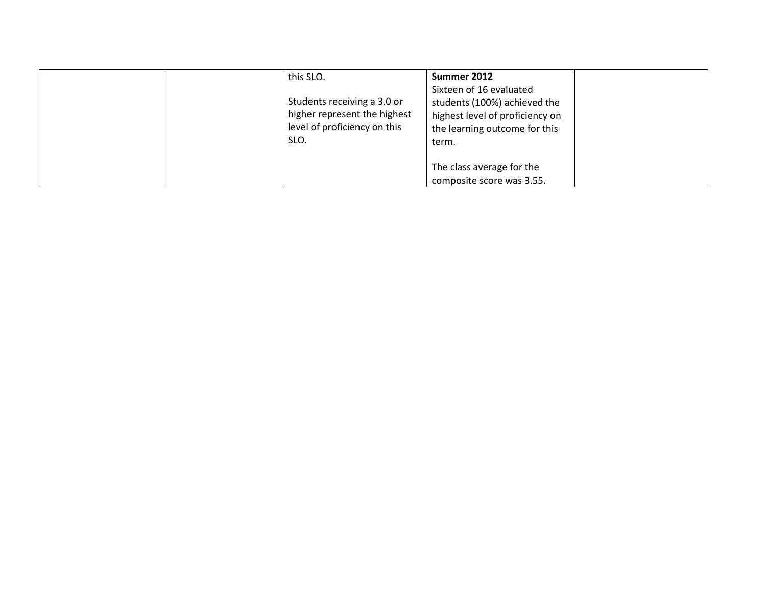| | | | | |
|---|---|---|---|---|
| | | this SLO.<br><br>Students receiving a 3.0 or higher represent the highest level of proficiency on this SLO. | **Summer 2012**<br>Sixteen of 16 evaluated students (100%) achieved the highest level of proficiency on the learning outcome for this term.<br><br>The class average for the composite score was 3.55. | |